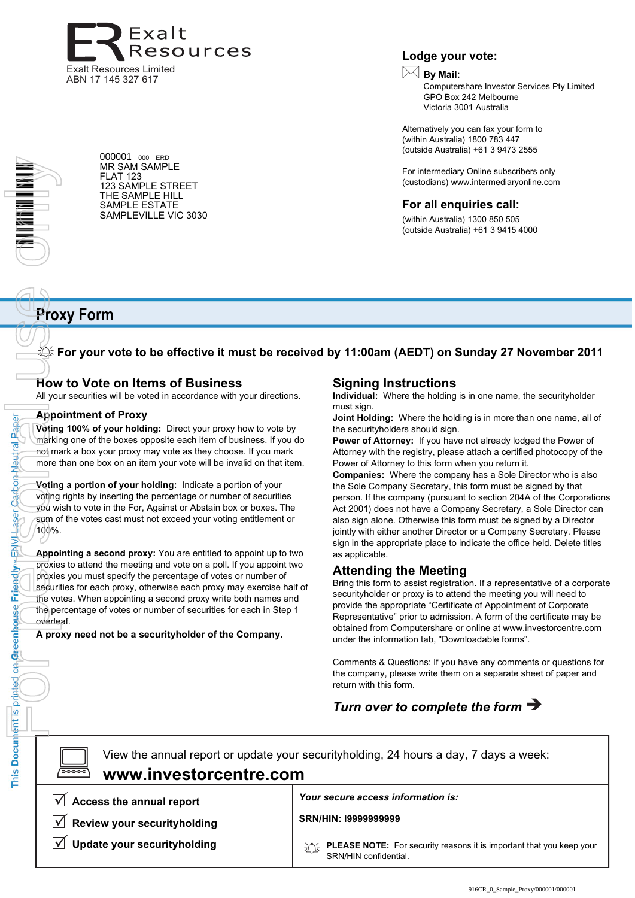Exalt Resources

Exalt Resources Limited
ABN 17 145 327 617

000001 000 ERD
MR SAM SAMPLE
FLAT 123
123 SAMPLE STREET
THE SAMPLE HILL
SAMPLE ESTATE
SAMPLEVILLE VIC 3030

## Lodge your vote:

**By Mail:**
Computershare Investor Services Pty Limited
GPO Box 242 Melbourne
Victoria 3001 Australia

Alternatively you can fax your form to
(within Australia) 1800 783 447
(outside Australia) +61 3 9473 2555

For intermediary Online subscribers only
(custodians) www.intermediaryonline.com

## For all enquiries call:

(within Australia) 1300 850 505
(outside Australia) +61 3 9415 4000

# Proxy Form

**For your vote to be effective it must be received by 11:00am (AEDT) on Sunday 27 November 2011**

## How to Vote on Items of Business

All your securities will be voted in accordance with your directions.

### Appointment of Proxy

**Voting 100% of your holding:** Direct your proxy how to vote by marking one of the boxes opposite each item of business. If you do not mark a box your proxy may vote as they choose. If you mark more than one box on an item your vote will be invalid on that item.

**Voting a portion of your holding:** Indicate a portion of your voting rights by inserting the percentage or number of securities you wish to vote in the For, Against or Abstain box or boxes. The sum of the votes cast must not exceed your voting entitlement or 100%.

**Appointing a second proxy:** You are entitled to appoint up to two proxies to attend the meeting and vote on a poll. If you appoint two proxies you must specify the percentage of votes or number of securities for each proxy, otherwise each proxy may exercise half of the votes. When appointing a second proxy write both names and the percentage of votes or number of securities for each in Step 1 overleaf.

**A proxy need not be a securityholder of the Company.**

## Signing Instructions

**Individual:** Where the holding is in one name, the securityholder must sign.

**Joint Holding:** Where the holding is in more than one name, all of the securityholders should sign.

**Power of Attorney:** If you have not already lodged the Power of Attorney with the registry, please attach a certified photocopy of the Power of Attorney to this form when you return it.

**Companies:** Where the company has a Sole Director who is also the Sole Company Secretary, this form must be signed by that person. If the company (pursuant to section 204A of the Corporations Act 2001) does not have a Company Secretary, a Sole Director can also sign alone. Otherwise this form must be signed by a Director jointly with either another Director or a Company Secretary. Please sign in the appropriate place to indicate the office held. Delete titles as applicable.

## Attending the Meeting

Bring this form to assist registration. If a representative of a corporate securityholder or proxy is to attend the meeting you will need to provide the appropriate "Certificate of Appointment of Corporate Representative" prior to admission. A form of the certificate may be obtained from Computershare or online at www.investorcentre.com under the information tab, "Downloadable forms".

Comments & Questions: If you have any comments or questions for the company, please write them on a separate sheet of paper and return with this form.

***Turn over to complete the form →***

View the annual report or update your securityholding, 24 hours a day, 7 days a week:

**www.investorcentre.com**

- ☑ **Access the annual report**
- ☑ **Review your securityholding**
- ☑ **Update your securityholding**

***Your secure access information is:***

**SRN/HIN: I9999999999**

**PLEASE NOTE:** For security reasons it is important that you keep your SRN/HIN confidential.

This Document is printed on Greenhouse Friendly™ ENVI Laser Carbon Neutral Paper

For personal use only

916CR_0_Sample_Proxy/000001/000001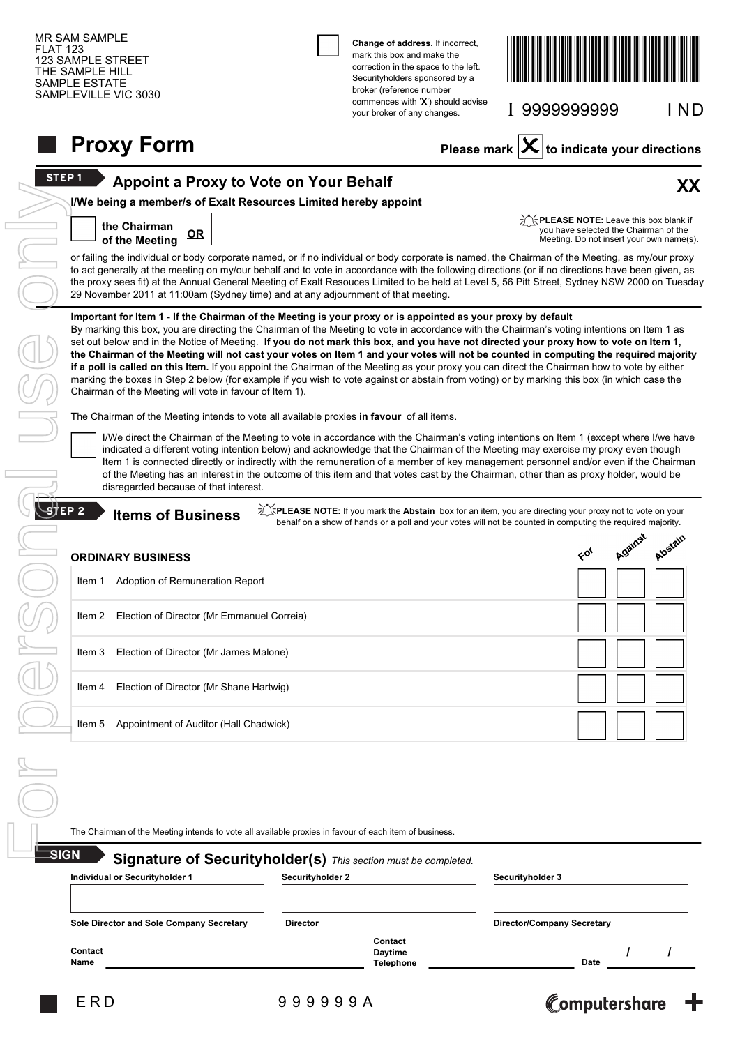MR SAM SAMPLE
FLAT 123
123 SAMPLE STREET
THE SAMPLE HILL
SAMPLE ESTATE
SAMPLEVILLE VIC 3030

☐ **Change of address.** If incorrect, mark this box and make the correction in the space to the left. Securityholders sponsored by a broker (reference number commences with '**X**') should advise your broker of any changes.

I 9999999999 I ND

# Proxy Form

**Please mark ☒ to indicate your directions**

## STEP 1 Appoint a Proxy to Vote on Your Behalf

**XX**

**I/We being a member/s of Exalt Resources Limited hereby appoint**

☐ **the Chairman of the Meeting** **OR** ____________________

**PLEASE NOTE:** Leave this box blank if you have selected the Chairman of the Meeting. Do not insert your own name(s).

or failing the individual or body corporate named, or if no individual or body corporate is named, the Chairman of the Meeting, as my/our proxy to act generally at the meeting on my/our behalf and to vote in accordance with the following directions (or if no directions have been given, as the proxy sees fit) at the Annual General Meeting of Exalt Resouces Limited to be held at Level 5, 56 Pitt Street, Sydney NSW 2000 on Tuesday 29 November 2011 at 11:00am (Sydney time) and at any adjournment of that meeting.

**Important for Item 1 - If the Chairman of the Meeting is your proxy or is appointed as your proxy by default**
By marking this box, you are directing the Chairman of the Meeting to vote in accordance with the Chairman's voting intentions on Item 1 as set out below and in the Notice of Meeting. **If you do not mark this box, and you have not directed your proxy how to vote on Item 1, the Chairman of the Meeting will not cast your votes on Item 1 and your votes will not be counted in computing the required majority if a poll is called on this Item.** If you appoint the Chairman of the Meeting as your proxy you can direct the Chairman how to vote by either marking the boxes in Step 2 below (for example if you wish to vote against or abstain from voting) or by marking this box (in which case the Chairman of the Meeting will vote in favour of Item 1).

The Chairman of the Meeting intends to vote all available proxies **in favour** of all items.

☐ I/We direct the Chairman of the Meeting to vote in accordance with the Chairman's voting intentions on Item 1 (except where I/we have indicated a different voting intention below) and acknowledge that the Chairman of the Meeting may exercise my proxy even though Item 1 is connected directly or indirectly with the remuneration of a member of key management personnel and/or even if the Chairman of the Meeting has an interest in the outcome of this item and that votes cast by the Chairman, other than as proxy holder, would be disregarded because of that interest.

## STEP 2 Items of Business

**PLEASE NOTE:** If you mark the **Abstain** box for an item, you are directing your proxy not to vote on your behalf on a show of hands or a poll and your votes will not be counted in computing the required majority.

| ORDINARY BUSINESS | For | Against | Abstain |
|---|---|---|---|
| Item 1 Adoption of Remuneration Report | ☐ | ☐ | ☐ |
| Item 2 Election of Director (Mr Emmanuel Correia) | ☐ | ☐ | ☐ |
| Item 3 Election of Director (Mr James Malone) | ☐ | ☐ | ☐ |
| Item 4 Election of Director (Mr Shane Hartwig) | ☐ | ☐ | ☐ |
| Item 5 Appointment of Auditor (Hall Chadwick) | ☐ | ☐ | ☐ |

The Chairman of the Meeting intends to vote all available proxies in favour of each item of business.

## SIGN Signature of Securityholder(s) *This section must be completed.*

| Individual or Securityholder 1 | Securityholder 2 | Securityholder 3 |
|---|---|---|
| | | |
| Sole Director and Sole Company Secretary | Director | Director/Company Secretary |

Contact Name ____________________ Contact Daytime Telephone ____________________ Date ____ / ____ / ____

ERD 999999A

computershare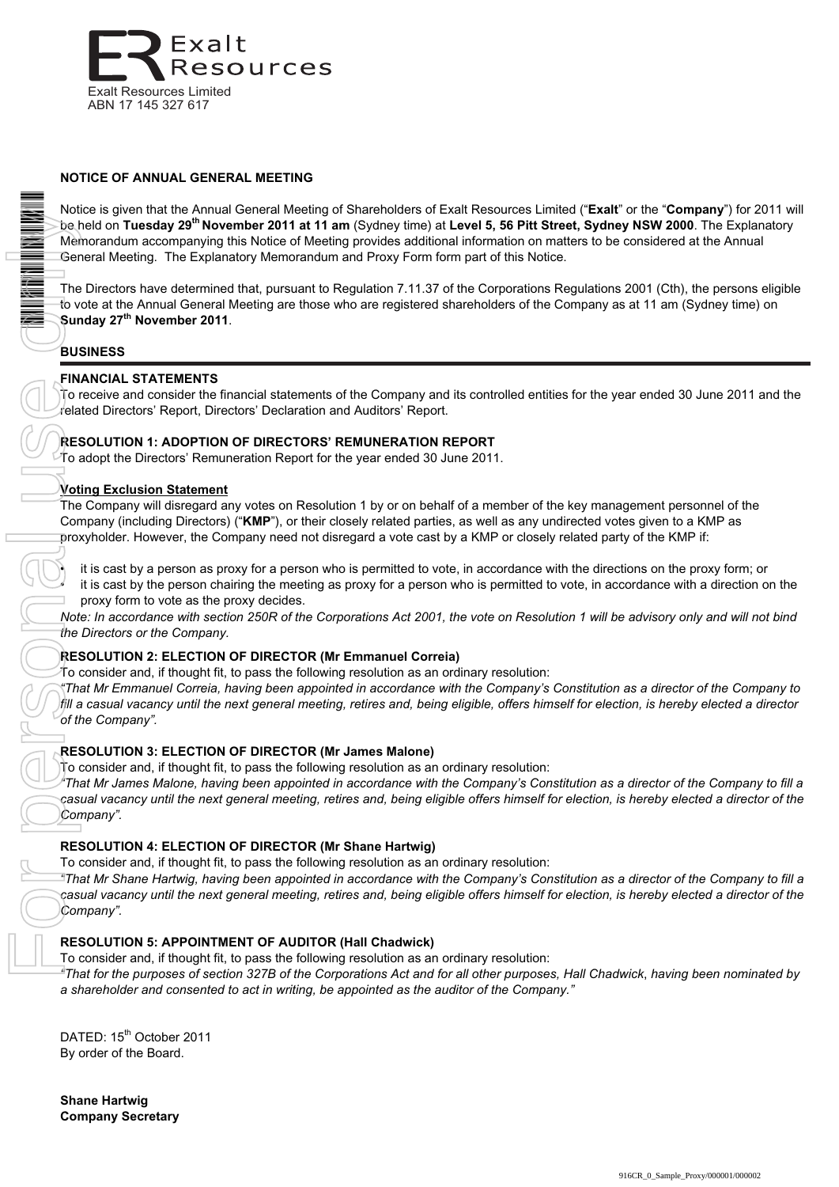Exalt Resources

Exalt Resources Limited
ABN 17 145 327 617

## NOTICE OF ANNUAL GENERAL MEETING

Notice is given that the Annual General Meeting of Shareholders of Exalt Resources Limited ("**Exalt**" or the "**Company**") for 2011 will be held on **Tuesday 29th November 2011 at 11 am** (Sydney time) at **Level 5, 56 Pitt Street, Sydney NSW 2000**. The Explanatory Memorandum accompanying this Notice of Meeting provides additional information on matters to be considered at the Annual General Meeting. The Explanatory Memorandum and Proxy Form form part of this Notice.

The Directors have determined that, pursuant to Regulation 7.11.37 of the Corporations Regulations 2001 (Cth), the persons eligible to vote at the Annual General Meeting are those who are registered shareholders of the Company as at 11 am (Sydney time) on **Sunday 27th November 2011**.

## BUSINESS

### FINANCIAL STATEMENTS

To receive and consider the financial statements of the Company and its controlled entities for the year ended 30 June 2011 and the related Directors' Report, Directors' Declaration and Auditors' Report.

### RESOLUTION 1: ADOPTION OF DIRECTORS' REMUNERATION REPORT

To adopt the Directors' Remuneration Report for the year ended 30 June 2011.

**Voting Exclusion Statement**

The Company will disregard any votes on Resolution 1 by or on behalf of a member of the key management personnel of the Company (including Directors) ("**KMP**"), or their closely related parties, as well as any undirected votes given to a KMP as proxyholder. However, the Company need not disregard a vote cast by a KMP or closely related party of the KMP if:

- it is cast by a person as proxy for a person who is permitted to vote, in accordance with the directions on the proxy form; or
- it is cast by the person chairing the meeting as proxy for a person who is permitted to vote, in accordance with a direction on the proxy form to vote as the proxy decides.

*Note: In accordance with section 250R of the Corporations Act 2001, the vote on Resolution 1 will be advisory only and will not bind the Directors or the Company.*

### RESOLUTION 2: ELECTION OF DIRECTOR (Mr Emmanuel Correia)

To consider and, if thought fit, to pass the following resolution as an ordinary resolution:

*"That Mr Emmanuel Correia, having been appointed in accordance with the Company's Constitution as a director of the Company to fill a casual vacancy until the next general meeting, retires and, being eligible, offers himself for election, is hereby elected a director of the Company".*

### RESOLUTION 3: ELECTION OF DIRECTOR (Mr James Malone)

To consider and, if thought fit, to pass the following resolution as an ordinary resolution:

*"That Mr James Malone, having been appointed in accordance with the Company's Constitution as a director of the Company to fill a casual vacancy until the next general meeting, retires and, being eligible offers himself for election, is hereby elected a director of the Company".*

### RESOLUTION 4: ELECTION OF DIRECTOR (Mr Shane Hartwig)

To consider and, if thought fit, to pass the following resolution as an ordinary resolution:

*"That Mr Shane Hartwig, having been appointed in accordance with the Company's Constitution as a director of the Company to fill a casual vacancy until the next general meeting, retires and, being eligible offers himself for election, is hereby elected a director of the Company".*

### RESOLUTION 5: APPOINTMENT OF AUDITOR (Hall Chadwick)

To consider and, if thought fit, to pass the following resolution as an ordinary resolution:

*"That for the purposes of section 327B of the Corporations Act and for all other purposes, Hall Chadwick, having been nominated by a shareholder and consented to act in writing, be appointed as the auditor of the Company."*

DATED: 15th October 2011
By order of the Board.

**Shane Hartwig**
**Company Secretary**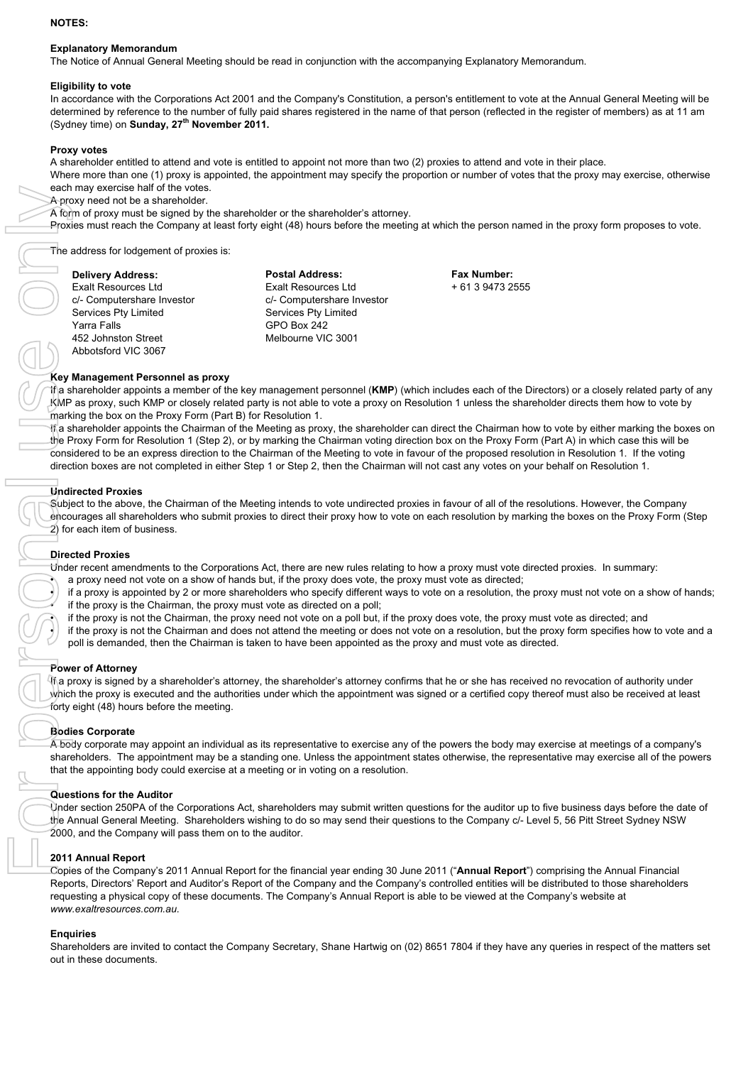**NOTES:**

**Explanatory Memorandum**

The Notice of Annual General Meeting should be read in conjunction with the accompanying Explanatory Memorandum.

**Eligibility to vote**

In accordance with the Corporations Act 2001 and the Company's Constitution, a person's entitlement to vote at the Annual General Meeting will be determined by reference to the number of fully paid shares registered in the name of that person (reflected in the register of members) as at 11 am (Sydney time) on **Sunday, 27th November 2011.**

**Proxy votes**

A shareholder entitled to attend and vote is entitled to appoint not more than two (2) proxies to attend and vote in their place.

Where more than one (1) proxy is appointed, the appointment may specify the proportion or number of votes that the proxy may exercise, otherwise each may exercise half of the votes.

A proxy need not be a shareholder.

A form of proxy must be signed by the shareholder or the shareholder's attorney.

Proxies must reach the Company at least forty eight (48) hours before the meeting at which the person named in the proxy form proposes to vote.

The address for lodgement of proxies is:

**Delivery Address:**
Exalt Resources Ltd
c/- Computershare Investor Services Pty Limited
Yarra Falls
452 Johnston Street
Abbotsford VIC 3067

**Postal Address:**
Exalt Resources Ltd
c/- Computershare Investor Services Pty Limited
GPO Box 242
Melbourne VIC 3001

**Fax Number:**
+ 61 3 9473 2555

**Key Management Personnel as proxy**

If a shareholder appoints a member of the key management personnel (**KMP**) (which includes each of the Directors) or a closely related party of any KMP as proxy, such KMP or closely related party is not able to vote a proxy on Resolution 1 unless the shareholder directs them how to vote by marking the box on the Proxy Form (Part B) for Resolution 1.

If a shareholder appoints the Chairman of the Meeting as proxy, the shareholder can direct the Chairman how to vote by either marking the boxes on the Proxy Form for Resolution 1 (Step 2), or by marking the Chairman voting direction box on the Proxy Form (Part A) in which case this will be considered to be an express direction to the Chairman of the Meeting to vote in favour of the proposed resolution in Resolution 1. If the voting direction boxes are not completed in either Step 1 or Step 2, then the Chairman will not cast any votes on your behalf on Resolution 1.

**Undirected Proxies**

Subject to the above, the Chairman of the Meeting intends to vote undirected proxies in favour of all of the resolutions. However, the Company encourages all shareholders who submit proxies to direct their proxy how to vote on each resolution by marking the boxes on the Proxy Form (Step 2) for each item of business.

**Directed Proxies**

Under recent amendments to the Corporations Act, there are new rules relating to how a proxy must vote directed proxies. In summary:

- a proxy need not vote on a show of hands but, if the proxy does vote, the proxy must vote as directed;
- if a proxy is appointed by 2 or more shareholders who specify different ways to vote on a resolution, the proxy must not vote on a show of hands;
- if the proxy is the Chairman, the proxy must vote as directed on a poll;
- if the proxy is not the Chairman, the proxy need not vote on a poll but, if the proxy does vote, the proxy must vote as directed; and
- if the proxy is not the Chairman and does not attend the meeting or does not vote on a resolution, but the proxy form specifies how to vote and a poll is demanded, then the Chairman is taken to have been appointed as the proxy and must vote as directed.

**Power of Attorney**

If a proxy is signed by a shareholder's attorney, the shareholder's attorney confirms that he or she has received no revocation of authority under which the proxy is executed and the authorities under which the appointment was signed or a certified copy thereof must also be received at least forty eight (48) hours before the meeting.

**Bodies Corporate**

A body corporate may appoint an individual as its representative to exercise any of the powers the body may exercise at meetings of a company's shareholders. The appointment may be a standing one. Unless the appointment states otherwise, the representative may exercise all of the powers that the appointing body could exercise at a meeting or in voting on a resolution.

**Questions for the Auditor**

Under section 250PA of the Corporations Act, shareholders may submit written questions for the auditor up to five business days before the date of the Annual General Meeting. Shareholders wishing to do so may send their questions to the Company c/- Level 5, 56 Pitt Street Sydney NSW 2000, and the Company will pass them on to the auditor.

**2011 Annual Report**

Copies of the Company's 2011 Annual Report for the financial year ending 30 June 2011 ("**Annual Report**") comprising the Annual Financial Reports, Directors' Report and Auditor's Report of the Company and the Company's controlled entities will be distributed to those shareholders requesting a physical copy of these documents. The Company's Annual Report is able to be viewed at the Company's website at *www.exaltresources.com.au.*

**Enquiries**

Shareholders are invited to contact the Company Secretary, Shane Hartwig on (02) 8651 7804 if they have any queries in respect of the matters set out in these documents.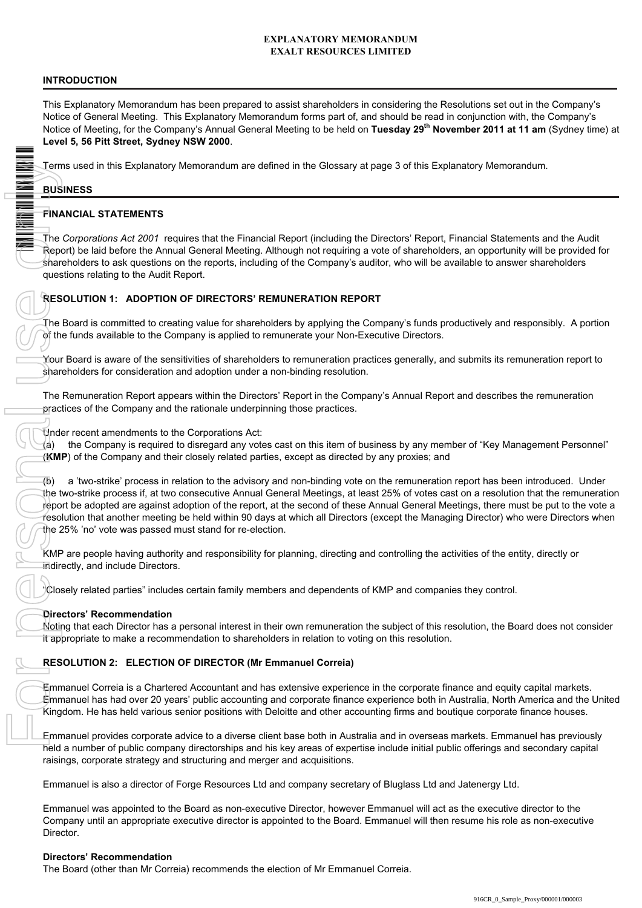**EXPLANATORY MEMORANDUM**
**EXALT RESOURCES LIMITED**

## INTRODUCTION

This Explanatory Memorandum has been prepared to assist shareholders in considering the Resolutions set out in the Company's Notice of General Meeting. This Explanatory Memorandum forms part of, and should be read in conjunction with, the Company's Notice of Meeting, for the Company's Annual General Meeting to be held on **Tuesday 29th November 2011 at 11 am** (Sydney time) at **Level 5, 56 Pitt Street, Sydney NSW 2000**.

Terms used in this Explanatory Memorandum are defined in the Glossary at page 3 of this Explanatory Memorandum.

## BUSINESS

### FINANCIAL STATEMENTS

The *Corporations Act 2001* requires that the Financial Report (including the Directors' Report, Financial Statements and the Audit Report) be laid before the Annual General Meeting. Although not requiring a vote of shareholders, an opportunity will be provided for shareholders to ask questions on the reports, including of the Company's auditor, who will be available to answer shareholders questions relating to the Audit Report.

### RESOLUTION 1: ADOPTION OF DIRECTORS' REMUNERATION REPORT

The Board is committed to creating value for shareholders by applying the Company's funds productively and responsibly. A portion of the funds available to the Company is applied to remunerate your Non-Executive Directors.

Your Board is aware of the sensitivities of shareholders to remuneration practices generally, and submits its remuneration report to shareholders for consideration and adoption under a non-binding resolution.

The Remuneration Report appears within the Directors' Report in the Company's Annual Report and describes the remuneration practices of the Company and the rationale underpinning those practices.

Under recent amendments to the Corporations Act:

(a) the Company is required to disregard any votes cast on this item of business by any member of "Key Management Personnel" (**KMP**) of the Company and their closely related parties, except as directed by any proxies; and

(b) a 'two-strike' process in relation to the advisory and non-binding vote on the remuneration report has been introduced. Under the two-strike process if, at two consecutive Annual General Meetings, at least 25% of votes cast on a resolution that the remuneration report be adopted are against adoption of the report, at the second of these Annual General Meetings, there must be put to the vote a resolution that another meeting be held within 90 days at which all Directors (except the Managing Director) who were Directors when the 25% 'no' vote was passed must stand for re-election.

KMP are people having authority and responsibility for planning, directing and controlling the activities of the entity, directly or indirectly, and include Directors.

"Closely related parties" includes certain family members and dependents of KMP and companies they control.

**Directors' Recommendation**

Noting that each Director has a personal interest in their own remuneration the subject of this resolution, the Board does not consider it appropriate to make a recommendation to shareholders in relation to voting on this resolution.

### RESOLUTION 2: ELECTION OF DIRECTOR (Mr Emmanuel Correia)

Emmanuel Correia is a Chartered Accountant and has extensive experience in the corporate finance and equity capital markets. Emmanuel has had over 20 years' public accounting and corporate finance experience both in Australia, North America and the United Kingdom. He has held various senior positions with Deloitte and other accounting firms and boutique corporate finance houses.

Emmanuel provides corporate advice to a diverse client base both in Australia and in overseas markets. Emmanuel has previously held a number of public company directorships and his key areas of expertise include initial public offerings and secondary capital raisings, corporate strategy and structuring and merger and acquisitions.

Emmanuel is also a director of Forge Resources Ltd and company secretary of Bluglass Ltd and Jatenergy Ltd.

Emmanuel was appointed to the Board as non-executive Director, however Emmanuel will act as the executive director to the Company until an appropriate executive director is appointed to the Board. Emmanuel will then resume his role as non-executive Director.

**Directors' Recommendation**

The Board (other than Mr Correia) recommends the election of Mr Emmanuel Correia.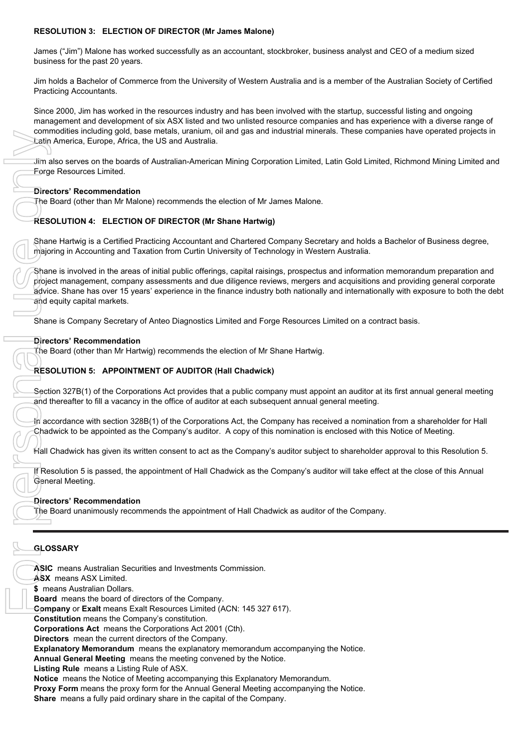### RESOLUTION 3: ELECTION OF DIRECTOR (Mr James Malone)

James ("Jim") Malone has worked successfully as an accountant, stockbroker, business analyst and CEO of a medium sized business for the past 20 years.

Jim holds a Bachelor of Commerce from the University of Western Australia and is a member of the Australian Society of Certified Practicing Accountants.

Since 2000, Jim has worked in the resources industry and has been involved with the startup, successful listing and ongoing management and development of six ASX listed and two unlisted resource companies and has experience with a diverse range of commodities including gold, base metals, uranium, oil and gas and industrial minerals. These companies have operated projects in Latin America, Europe, Africa, the US and Australia.

Jim also serves on the boards of Australian-American Mining Corporation Limited, Latin Gold Limited, Richmond Mining Limited and Forge Resources Limited.

**Directors' Recommendation**
The Board (other than Mr Malone) recommends the election of Mr James Malone.

### RESOLUTION 4: ELECTION OF DIRECTOR (Mr Shane Hartwig)

Shane Hartwig is a Certified Practicing Accountant and Chartered Company Secretary and holds a Bachelor of Business degree, majoring in Accounting and Taxation from Curtin University of Technology in Western Australia.

Shane is involved in the areas of initial public offerings, capital raisings, prospectus and information memorandum preparation and project management, company assessments and due diligence reviews, mergers and acquisitions and providing general corporate advice. Shane has over 15 years' experience in the finance industry both nationally and internationally with exposure to both the debt and equity capital markets.

Shane is Company Secretary of Anteo Diagnostics Limited and Forge Resources Limited on a contract basis.

**Directors' Recommendation**
The Board (other than Mr Hartwig) recommends the election of Mr Shane Hartwig.

### RESOLUTION 5: APPOINTMENT OF AUDITOR (Hall Chadwick)

Section 327B(1) of the Corporations Act provides that a public company must appoint an auditor at its first annual general meeting and thereafter to fill a vacancy in the office of auditor at each subsequent annual general meeting.

In accordance with section 328B(1) of the Corporations Act, the Company has received a nomination from a shareholder for Hall Chadwick to be appointed as the Company's auditor. A copy of this nomination is enclosed with this Notice of Meeting.

Hall Chadwick has given its written consent to act as the Company's auditor subject to shareholder approval to this Resolution 5.

If Resolution 5 is passed, the appointment of Hall Chadwick as the Company's auditor will take effect at the close of this Annual General Meeting.

**Directors' Recommendation**
The Board unanimously recommends the appointment of Hall Chadwick as auditor of the Company.

---

### GLOSSARY

**ASIC** means Australian Securities and Investments Commission.
**ASX** means ASX Limited.
**$** means Australian Dollars.
**Board** means the board of directors of the Company.
**Company** or **Exalt** means Exalt Resources Limited (ACN: 145 327 617).
**Constitution** means the Company's constitution.
**Corporations Act** means the Corporations Act 2001 (Cth).
**Directors** mean the current directors of the Company.
**Explanatory Memorandum** means the explanatory memorandum accompanying the Notice.
**Annual General Meeting** means the meeting convened by the Notice.
**Listing Rule** means a Listing Rule of ASX.
**Notice** means the Notice of Meeting accompanying this Explanatory Memorandum.
**Proxy Form** means the proxy form for the Annual General Meeting accompanying the Notice.
**Share** means a fully paid ordinary share in the capital of the Company.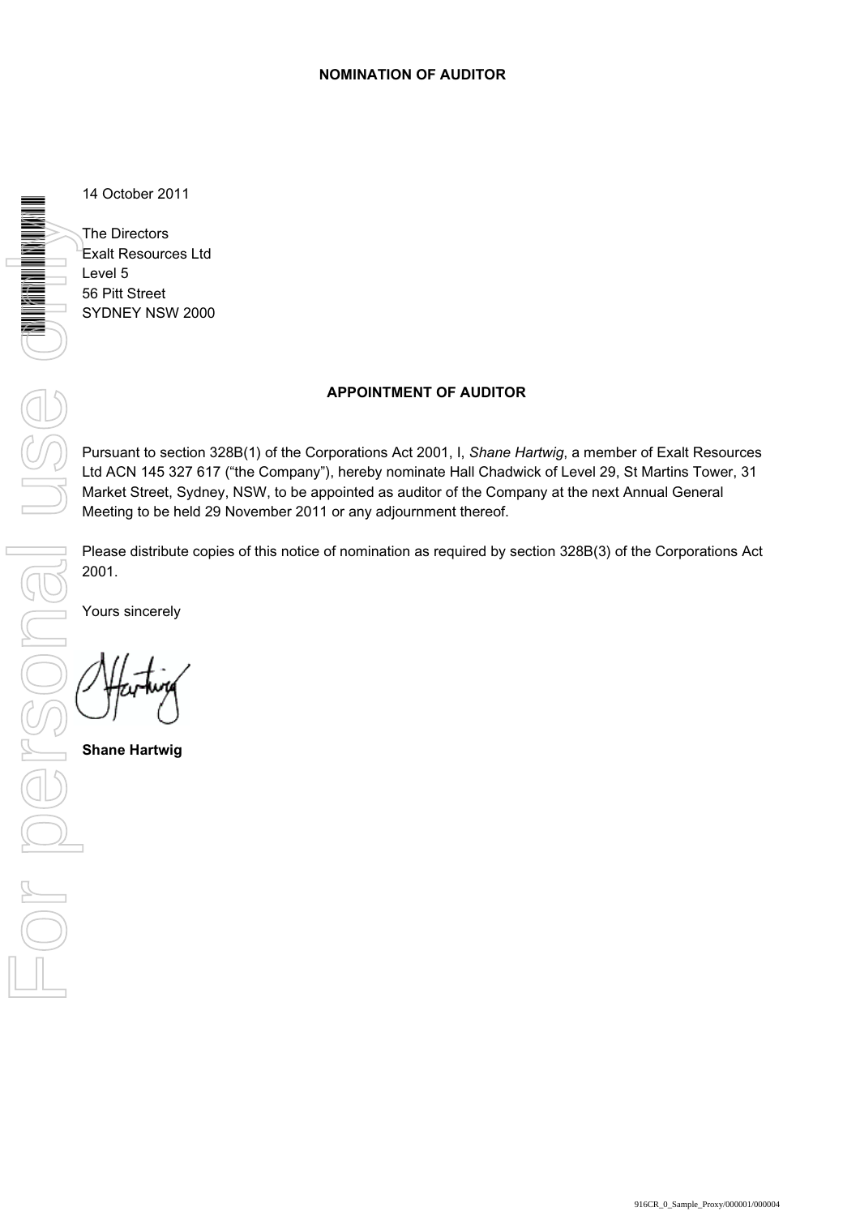**NOMINATION OF AUDITOR**

14 October 2011

The Directors
Exalt Resources Ltd
Level 5
56 Pitt Street
SYDNEY NSW 2000

**APPOINTMENT OF AUDITOR**

Pursuant to section 328B(1) of the Corporations Act 2001, I, *Shane Hartwig*, a member of Exalt Resources Ltd ACN 145 327 617 ("the Company"), hereby nominate Hall Chadwick of Level 29, St Martins Tower, 31 Market Street, Sydney, NSW, to be appointed as auditor of the Company at the next Annual General Meeting to be held 29 November 2011 or any adjournment thereof.

Please distribute copies of this notice of nomination as required by section 328B(3) of the Corporations Act 2001.

Yours sincerely

**Shane Hartwig**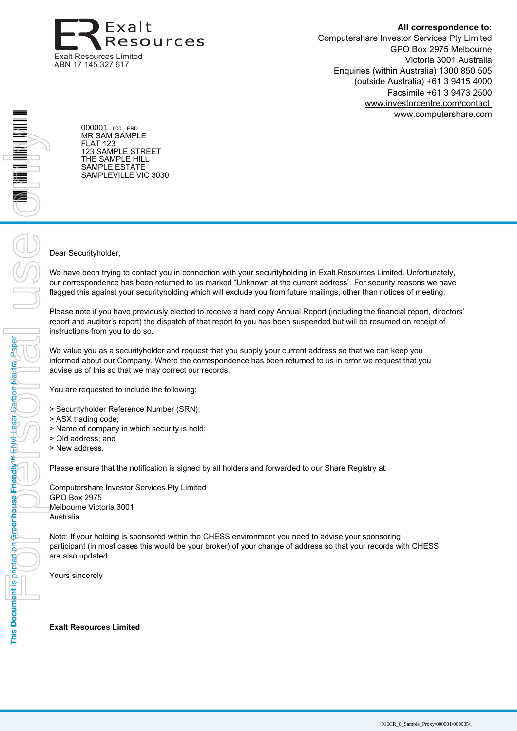Exalt Resources

Exalt Resources Limited
ABN 17 145 327 617

**All correspondence to:**
Computershare Investor Services Pty Limited
GPO Box 2975 Melbourne
Victoria 3001 Australia
Enquiries (within Australia) 1300 850 505
(outside Australia) +61 3 9415 4000
Facsimile +61 3 9473 2500
www.investorcentre.com/contact
www.computershare.com

000001 000 ERD
MR SAM SAMPLE
FLAT 123
123 SAMPLE STREET
THE SAMPLE HILL
SAMPLE ESTATE
SAMPLEVILLE VIC 3030

Dear Securityholder,

We have been trying to contact you in connection with your securityholding in Exalt Resources Limited. Unfortunately, our correspondence has been returned to us marked "Unknown at the current address". For security reasons we have flagged this against your securityholding which will exclude you from future mailings, other than notices of meeting.

Please note if you have previously elected to receive a hard copy Annual Report (including the financial report, directors' report and auditor's report) the dispatch of that report to you has been suspended but will be resumed on receipt of instructions from you to do so.

We value you as a securityholder and request that you supply your current address so that we can keep you informed about our Company. Where the correspondence has been returned to us in error we request that you advise us of this so that we may correct our records.

You are requested to include the following;

> Securityholder Reference Number (SRN);
> ASX trading code;
> Name of company in which security is held;
> Old address; and
> New address.

Please ensure that the notification is signed by all holders and forwarded to our Share Registry at:

Computershare Investor Services Pty Limited
GPO Box 2975
Melbourne Victoria 3001
Australia

Note: If your holding is sponsored within the CHESS environment you need to advise your sponsoring participant (in most cases this would be your broker) of your change of address so that your records with CHESS are also updated.

Yours sincerely

**Exalt Resources Limited**

916CR_0_Sample_Proxy/000001/000005/i